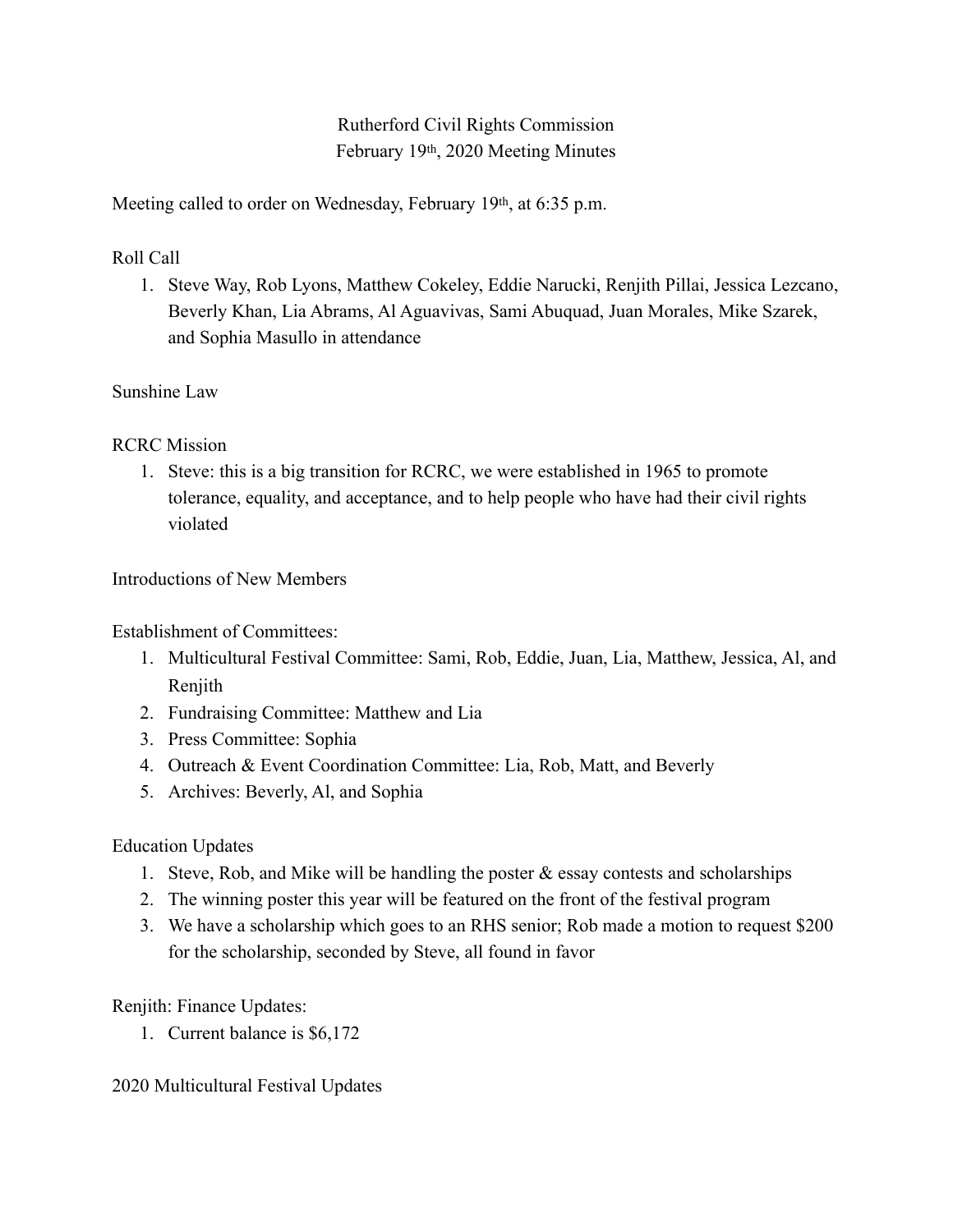# Rutherford Civil Rights Commission
## February 19th, 2020 Meeting Minutes

Meeting called to order on Wednesday, February 19th, at 6:35 p.m.

Roll Call

1. Steve Way, Rob Lyons, Matthew Cokeley, Eddie Narucki, Renjith Pillai, Jessica Lezcano, Beverly Khan, Lia Abrams, Al Aguavivas, Sami Abuquad, Juan Morales, Mike Szarek, and Sophia Masullo in attendance

Sunshine Law

RCRC Mission

1. Steve: this is a big transition for RCRC, we were established in 1965 to promote tolerance, equality, and acceptance, and to help people who have had their civil rights violated

Introductions of New Members

Establishment of Committees:

1. Multicultural Festival Committee: Sami, Rob, Eddie, Juan, Lia, Matthew, Jessica, Al, and Renjith
2. Fundraising Committee: Matthew and Lia
3. Press Committee: Sophia
4. Outreach & Event Coordination Committee: Lia, Rob, Matt, and Beverly
5. Archives: Beverly, Al, and Sophia

Education Updates

1. Steve, Rob, and Mike will be handling the poster & essay contests and scholarships
2. The winning poster this year will be featured on the front of the festival program
3. We have a scholarship which goes to an RHS senior; Rob made a motion to request $200 for the scholarship, seconded by Steve, all found in favor

Renjith: Finance Updates:

1. Current balance is $6,172

2020 Multicultural Festival Updates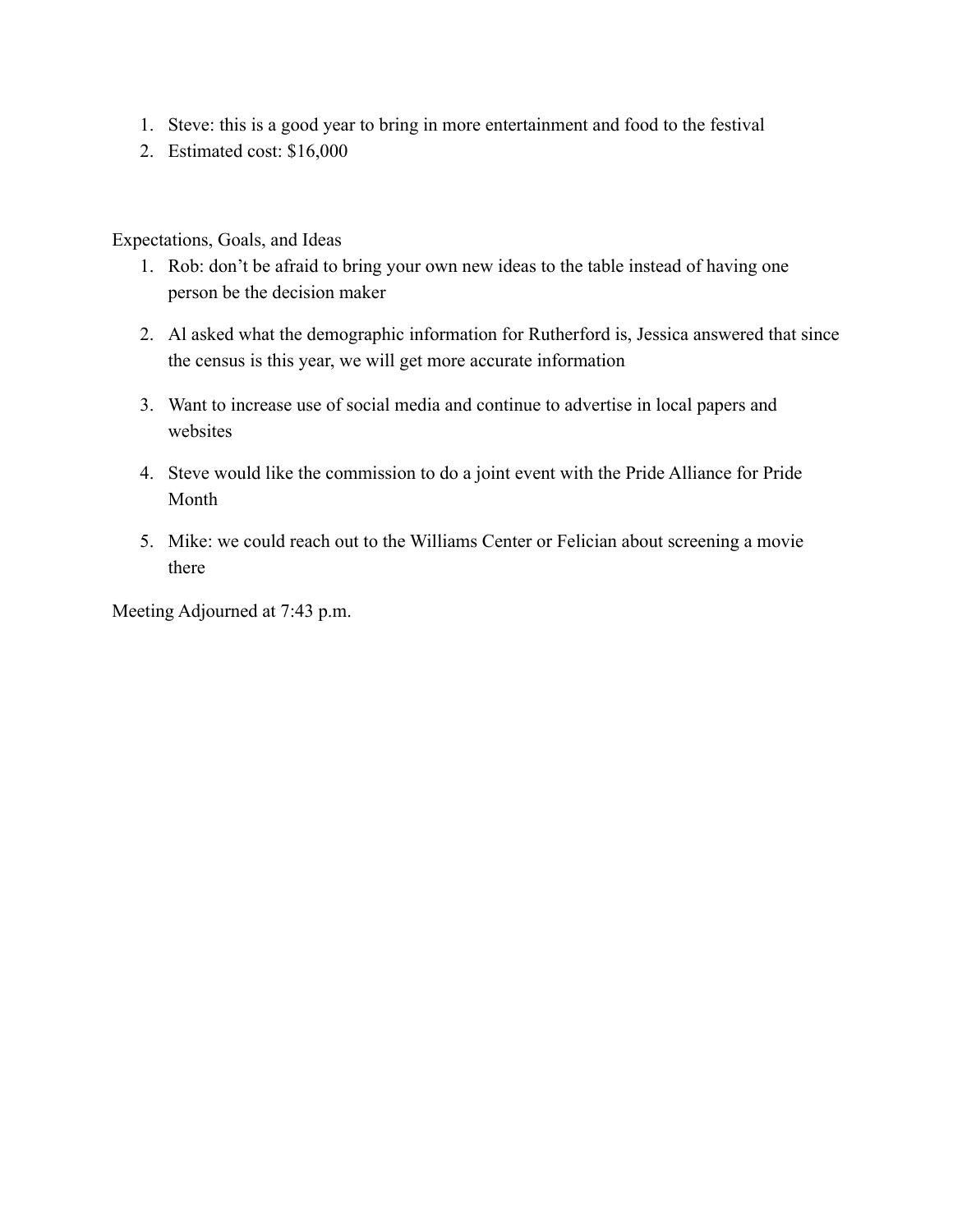1. Steve: this is a good year to bring in more entertainment and food to the festival
2. Estimated cost: $16,000

Expectations, Goals, and Ideas

1. Rob: don't be afraid to bring your own new ideas to the table instead of having one person be the decision maker

2. Al asked what the demographic information for Rutherford is, Jessica answered that since the census is this year, we will get more accurate information

3. Want to increase use of social media and continue to advertise in local papers and websites

4. Steve would like the commission to do a joint event with the Pride Alliance for Pride Month

5. Mike: we could reach out to the Williams Center or Felician about screening a movie there

Meeting Adjourned at 7:43 p.m.